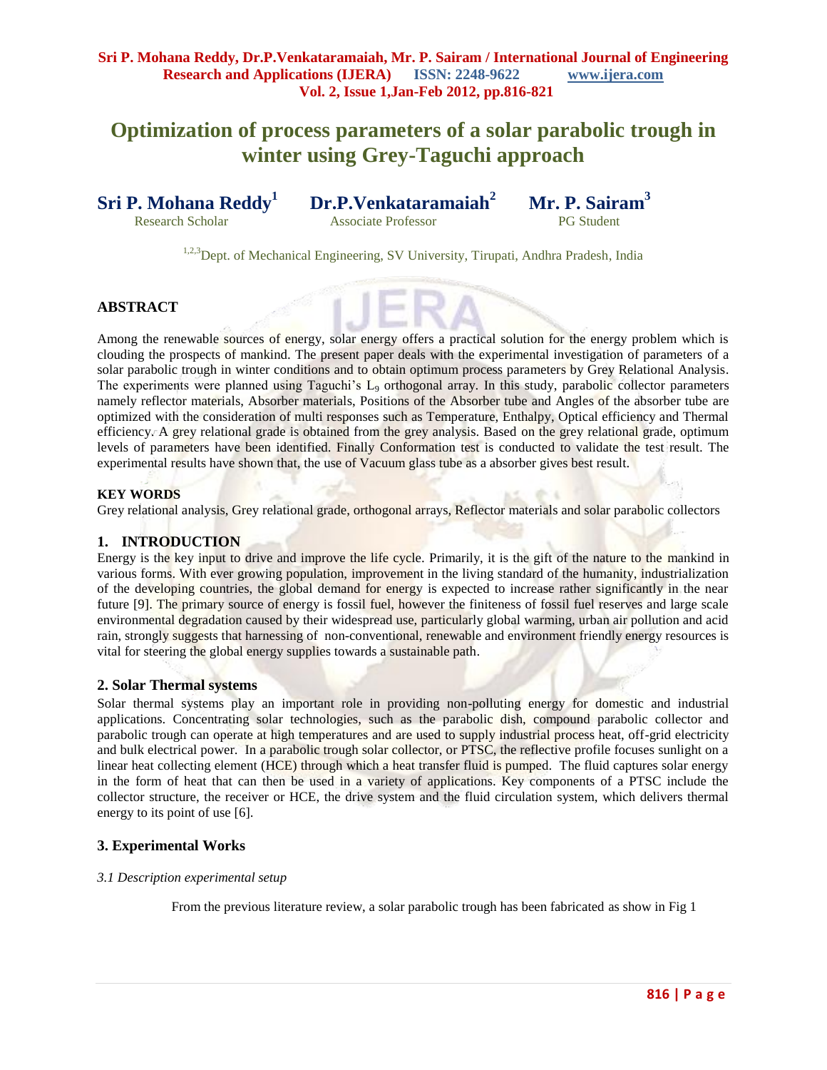# Optimization of process parameters of a solar parabolic trough in winter using Grey-Taguchi approach

**Sri P. Mohana Reddy**[1] Research Scholar

**Dr.P.Venkataramaiah**[2] Associate Professor

**Mr. P. Sairam**[3] PG Student

[1,2,3]Dept. of Mechanical Engineering, SV University, Tirupati, Andhra Pradesh, India

## ABSTRACT

Among the renewable sources of energy, solar energy offers a practical solution for the energy problem which is clouding the prospects of mankind. The present paper deals with the experimental investigation of parameters of a solar parabolic trough in winter conditions and to obtain optimum process parameters by Grey Relational Analysis. The experiments were planned using Taguchi's $L_9$ orthogonal array. In this study, parabolic collector parameters namely reflector materials, Absorber materials, Positions of the Absorber tube and Angles of the absorber tube are optimized with the consideration of multi responses such as Temperature, Enthalpy, Optical efficiency and Thermal efficiency. A grey relational grade is obtained from the grey analysis. Based on the grey relational grade, optimum levels of parameters have been identified. Finally Conformation test is conducted to validate the test result. The experimental results have shown that, the use of Vacuum glass tube as a absorber gives best result.

**KEY WORDS**

Grey relational analysis, Grey relational grade, orthogonal arrays, Reflector materials and solar parabolic collectors

## 1. INTRODUCTION

Energy is the key input to drive and improve the life cycle. Primarily, it is the gift of the nature to the mankind in various forms. With ever growing population, improvement in the living standard of the humanity, industrialization of the developing countries, the global demand for energy is expected to increase rather significantly in the near future [9]. The primary source of energy is fossil fuel, however the finiteness of fossil fuel reserves and large scale environmental degradation caused by their widespread use, particularly global warming, urban air pollution and acid rain, strongly suggests that harnessing of non-conventional, renewable and environment friendly energy resources is vital for steering the global energy supplies towards a sustainable path.

## 2. Solar Thermal systems

Solar thermal systems play an important role in providing non-polluting energy for domestic and industrial applications. Concentrating solar technologies, such as the parabolic dish, compound parabolic collector and parabolic trough can operate at high temperatures and are used to supply industrial process heat, off-grid electricity and bulk electrical power. In a parabolic trough solar collector, or PTSC, the reflective profile focuses sunlight on a linear heat collecting element (HCE) through which a heat transfer fluid is pumped. The fluid captures solar energy in the form of heat that can then be used in a variety of applications. Key components of a PTSC include the collector structure, the receiver or HCE, the drive system and the fluid circulation system, which delivers thermal energy to its point of use [6].

## 3. Experimental Works

*3.1 Description experimental setup*

From the previous literature review, a solar parabolic trough has been fabricated as show in Fig 1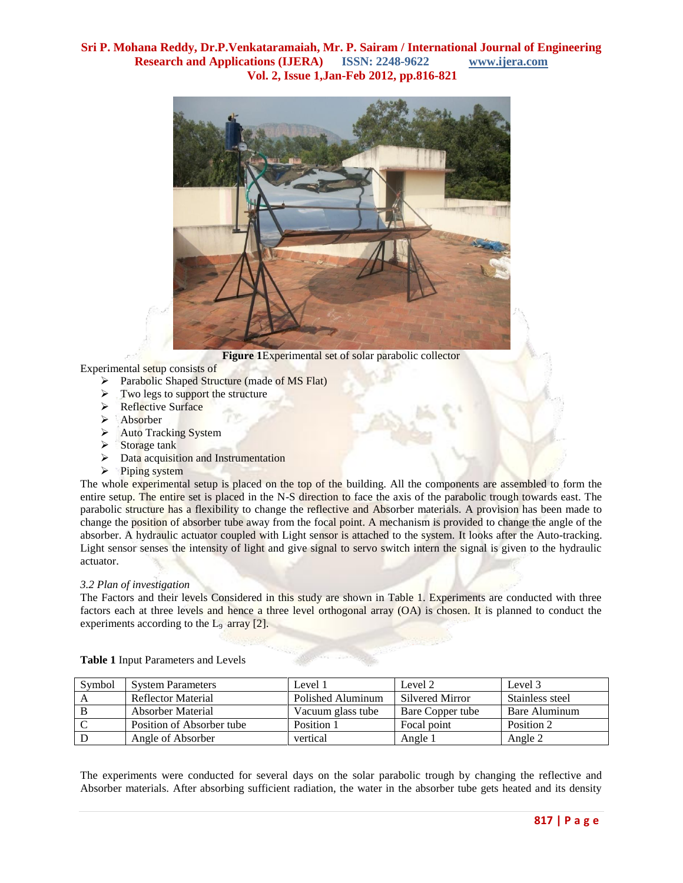**Figure 1**Experimental set of solar parabolic collector

Experimental setup consists of

- Parabolic Shaped Structure (made of MS Flat)
- Two legs to support the structure
- Reflective Surface
- Absorber
- Auto Tracking System
- Storage tank
- Data acquisition and Instrumentation
- Piping system

The whole experimental setup is placed on the top of the building. All the components are assembled to form the entire setup. The entire set is placed in the N-S direction to face the axis of the parabolic trough towards east. The parabolic structure has a flexibility to change the reflective and Absorber materials. A provision has been made to change the position of absorber tube away from the focal point. A mechanism is provided to change the angle of the absorber. A hydraulic actuator coupled with Light sensor is attached to the system. It looks after the Auto-tracking. Light sensor senses the intensity of light and give signal to servo switch intern the signal is given to the hydraulic actuator.

*3.2 Plan of investigation*

The Factors and their levels Considered in this study are shown in Table 1. Experiments are conducted with three factors each at three levels and hence a three level orthogonal array (OA) is chosen. It is planned to conduct the experiments according to the $L_9$ array [2].

**Table 1** Input Parameters and Levels

| Symbol | System Parameters | Level 1 | Level 2 | Level 3 |
|---|---|---|---|---|
| A | Reflector Material | Polished Aluminum | Silvered Mirror | Stainless steel |
| B | Absorber Material | Vacuum glass tube | Bare Copper tube | Bare Aluminum |
| C | Position of Absorber tube | Position 1 | Focal point | Position 2 |
| D | Angle of Absorber | vertical | Angle 1 | Angle 2 |

The experiments were conducted for several days on the solar parabolic trough by changing the reflective and Absorber materials. After absorbing sufficient radiation, the water in the absorber tube gets heated and its density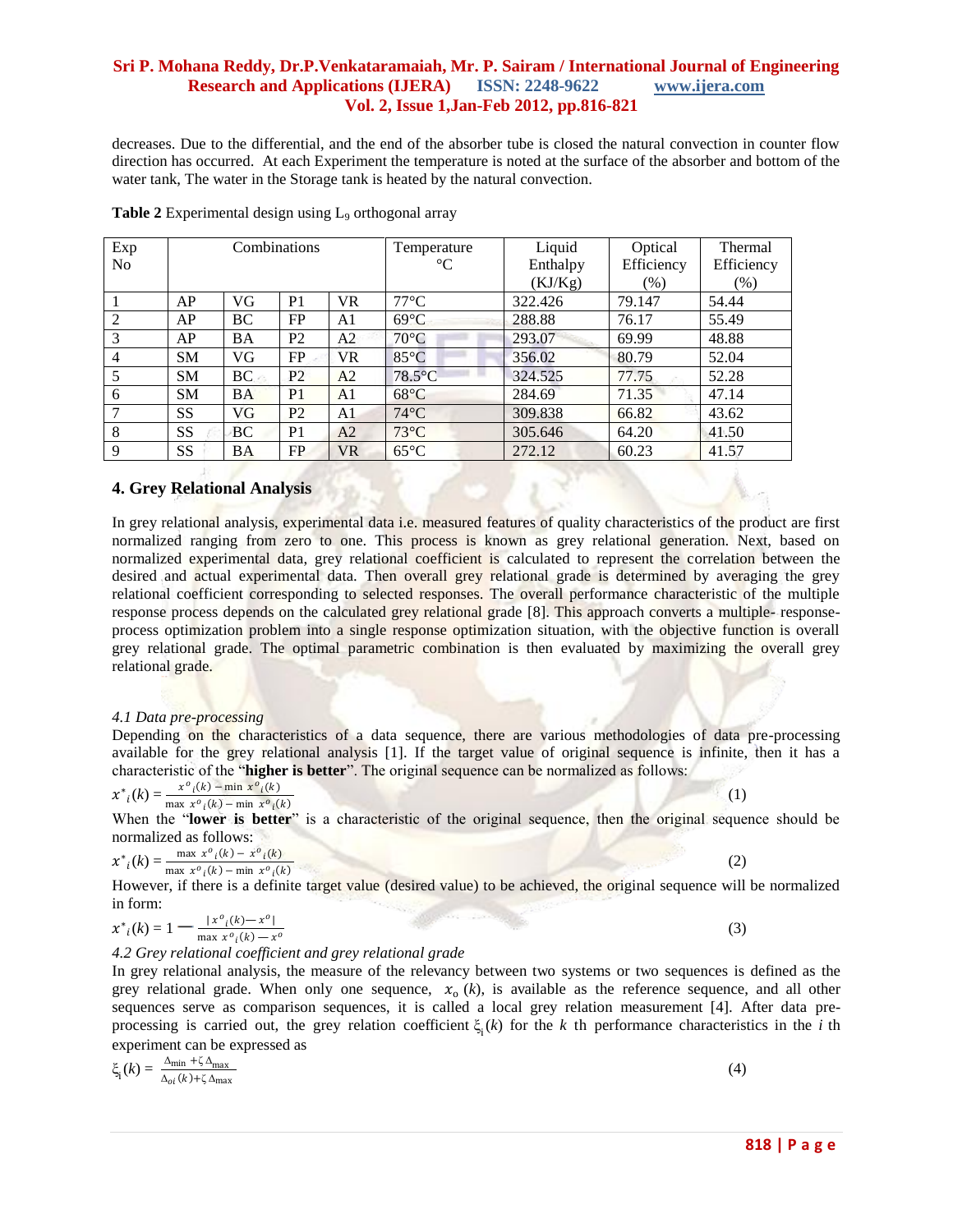decreases. Due to the differential, and the end of the absorber tube is closed the natural convection in counter flow direction has occurred. At each Experiment the temperature is noted at the surface of the absorber and bottom of the water tank, The water in the Storage tank is heated by the natural convection.

**Table 2** Experimental design using $L_9$ orthogonal array

| Exp No | Combinations | | | | Temperature °C | Liquid Enthalpy (KJ/Kg) | Optical Efficiency (%) | Thermal Efficiency (%) |
|---|---|---|---|---|---|---|---|---|
| 1 | AP | VG | P1 | VR | 77°C | 322.426 | 79.147 | 54.44 |
| 2 | AP | BC | FP | A1 | 69°C | 288.88 | 76.17 | 55.49 |
| 3 | AP | BA | P2 | A2 | 70°C | 293.07 | 69.99 | 48.88 |
| 4 | SM | VG | FP | VR | 85°C | 356.02 | 80.79 | 52.04 |
| 5 | SM | BC | P2 | A2 | 78.5°C | 324.525 | 77.75 | 52.28 |
| 6 | SM | BA | P1 | A1 | 68°C | 284.69 | 71.35 | 47.14 |
| 7 | SS | VG | P2 | A1 | 74°C | 309.838 | 66.82 | 43.62 |
| 8 | SS | BC | P1 | A2 | 73°C | 305.646 | 64.20 | 41.50 |
| 9 | SS | BA | FP | VR | 65°C | 272.12 | 60.23 | 41.57 |

## 4. Grey Relational Analysis

In grey relational analysis, experimental data i.e. measured features of quality characteristics of the product are first normalized ranging from zero to one. This process is known as grey relational generation. Next, based on normalized experimental data, grey relational coefficient is calculated to represent the correlation between the desired and actual experimental data. Then overall grey relational grade is determined by averaging the grey relational coefficient corresponding to selected responses. The overall performance characteristic of the multiple response process depends on the calculated grey relational grade [8]. This approach converts a multiple- response-process optimization problem into a single response optimization situation, with the objective function is overall grey relational grade. The optimal parametric combination is then evaluated by maximizing the overall grey relational grade.

*4.1 Data pre-processing*

Depending on the characteristics of a data sequence, there are various methodologies of data pre-processing available for the grey relational analysis [1]. If the target value of original sequence is infinite, then it has a characteristic of the "**higher is better**". The original sequence can be normalized as follows:

$$x^*_i(k) = \frac{x^o_i(k) - \min\ x^o_i(k)}{\max\ x^o_i(k) - \min\ x^o_i(k)} \tag{1}$$

When the "**lower is better**" is a characteristic of the original sequence, then the original sequence should be normalized as follows:

$$x^*_i(k) = \frac{\max\ x^o_i(k) - x^o_i(k)}{\max\ x^o_i(k) - \min\ x^o_i(k)} \tag{2}$$

However, if there is a definite target value (desired value) to be achieved, the original sequence will be normalized in form:

$$x^*_i(k) = 1 - \frac{|x^o_i(k) - x^o|}{\max\ x^o_i(k) - x^o} \tag{3}$$

*4.2 Grey relational coefficient and grey relational grade*

In grey relational analysis, the measure of the relevancy between two systems or two sequences is defined as the grey relational grade. When only one sequence, $x_o(k)$, is available as the reference sequence, and all other sequences serve as comparison sequences, it is called a local grey relation measurement [4]. After data pre-processing is carried out, the grey relation coefficient $\xi_i(k)$ for the $k$ th performance characteristics in the $i$ th experiment can be expressed as

$$\xi_i(k) = \frac{\Delta_{\min} + \zeta\Delta_{\max}}{\Delta_{oi}(k) + \zeta\Delta_{\max}} \tag{4}$$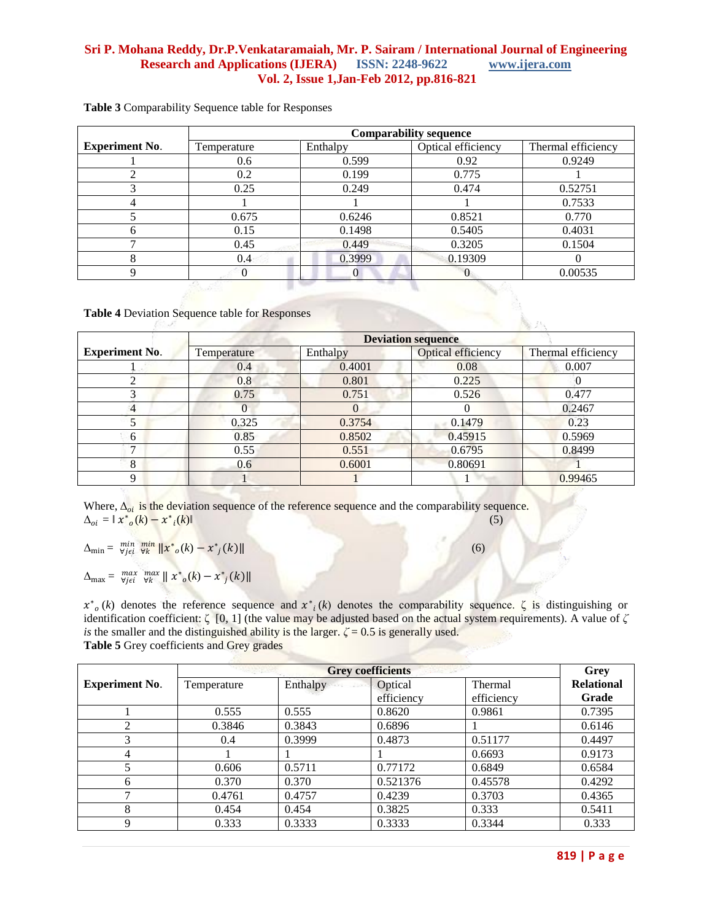**Table 3** Comparability Sequence table for Responses

| Experiment No. | Comparability sequence | | | |
|---|---|---|---|---|
| | Temperature | Enthalpy | Optical efficiency | Thermal efficiency |
| 1 | 0.6 | 0.599 | 0.92 | 0.9249 |
| 2 | 0.2 | 0.199 | 0.775 | 1 |
| 3 | 0.25 | 0.249 | 0.474 | 0.52751 |
| 4 | 1 | 1 | 1 | 0.7533 |
| 5 | 0.675 | 0.6246 | 0.8521 | 0.770 |
| 6 | 0.15 | 0.1498 | 0.5405 | 0.4031 |
| 7 | 0.45 | 0.449 | 0.3205 | 0.1504 |
| 8 | 0.4 | 0.3999 | 0.19309 | 0 |
| 9 | 0 | 0 | 0 | 0.00535 |

**Table 4** Deviation Sequence table for Responses

| Experiment No. | Deviation sequence | | | |
|---|---|---|---|---|
| | Temperature | Enthalpy | Optical efficiency | Thermal efficiency |
| 1 | 0.4 | 0.4001 | 0.08 | 0.007 |
| 2 | 0.8 | 0.801 | 0.225 | 0 |
| 3 | 0.75 | 0.751 | 0.526 | 0.477 |
| 4 | 0 | 0 | 0 | 0.2467 |
| 5 | 0.325 | 0.3754 | 0.1479 | 0.23 |
| 6 | 0.85 | 0.8502 | 0.45915 | 0.5969 |
| 7 | 0.55 | 0.551 | 0.6795 | 0.8499 |
| 8 | 0.6 | 0.6001 | 0.80691 | 1 |
| 9 | 1 | 1 | 1 | 0.99465 |

Where, $\Delta_{oi}$ is the deviation sequence of the reference sequence and the comparability sequence.

$$\Delta_{oi} = \| x^*_o(k) - x^*_i(k) \| \quad (5)$$

$$\Delta_{\min} = \min_{\forall j \in i} \min_{\forall k} \| x^*_o(k) - x^*_j(k) \| \quad (6)$$

$$\Delta_{\max} = \max_{\forall j \in i} \max_{\forall k} \| x^*_o(k) - x^*_j(k) \|$$

$x^*_o(k)$ denotes the reference sequence and $x^*_i(k)$ denotes the comparability sequence. $\zeta$ is distinguishing or identification coefficient: $\zeta$ [0, 1] (the value may be adjusted based on the actual system requirements). A value of $\zeta$ *is* the smaller and the distinguished ability is the larger. $\zeta = 0.5$ is generally used.

**Table 5** Grey coefficients and Grey grades

| Experiment No. | Grey coefficients | | | | Grey Relational Grade |
|---|---|---|---|---|---|
| | Temperature | Enthalpy | Optical efficiency | Thermal efficiency | |
| 1 | 0.555 | 0.555 | 0.8620 | 0.9861 | 0.7395 |
| 2 | 0.3846 | 0.3843 | 0.6896 | 1 | 0.6146 |
| 3 | 0.4 | 0.3999 | 0.4873 | 0.51177 | 0.4497 |
| 4 | 1 | 1 | 1 | 0.6693 | 0.9173 |
| 5 | 0.606 | 0.5711 | 0.77172 | 0.6849 | 0.6584 |
| 6 | 0.370 | 0.370 | 0.521376 | 0.45578 | 0.4292 |
| 7 | 0.4761 | 0.4757 | 0.4239 | 0.3703 | 0.4365 |
| 8 | 0.454 | 0.454 | 0.3825 | 0.333 | 0.5411 |
| 9 | 0.333 | 0.3333 | 0.3333 | 0.3344 | 0.333 |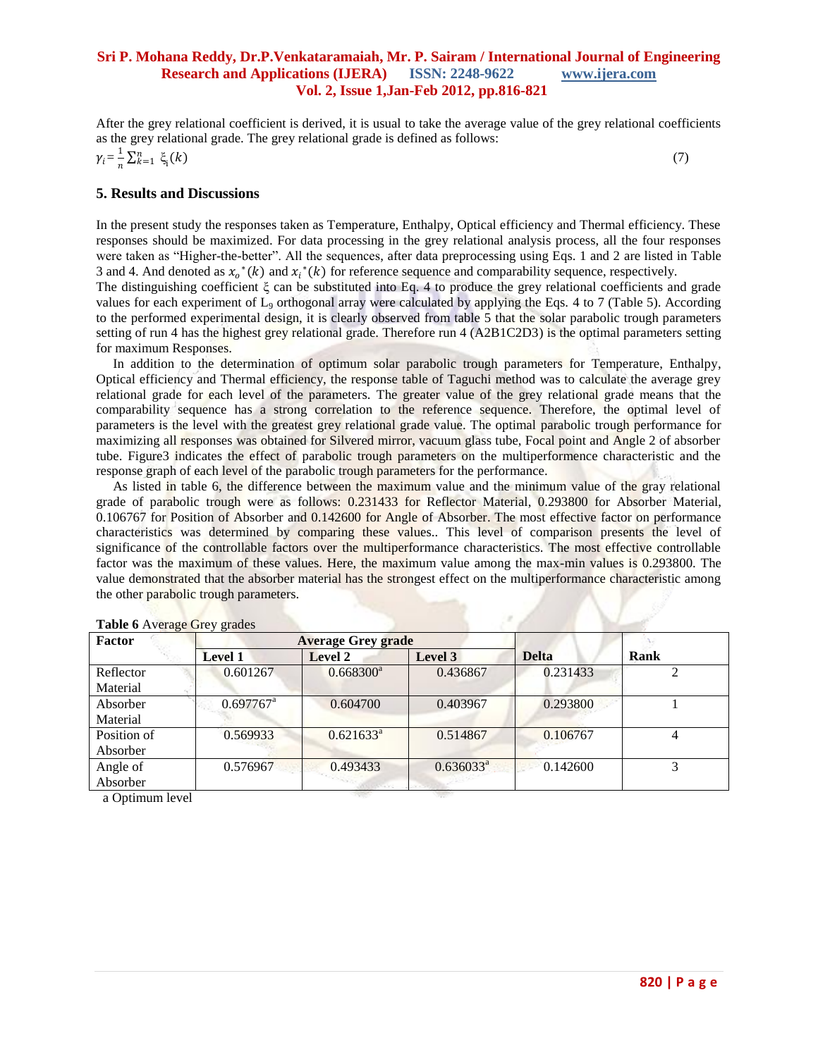After the grey relational coefficient is derived, it is usual to take the average value of the grey relational coefficients as the grey relational grade. The grey relational grade is defined as follows:

$$\gamma_i = \frac{1}{n}\sum_{k=1}^{n} \xi_i(k) \tag{7}$$

## 5. Results and Discussions

In the present study the responses taken as Temperature, Enthalpy, Optical efficiency and Thermal efficiency. These responses should be maximized. For data processing in the grey relational analysis process, all the four responses were taken as "Higher-the-better". All the sequences, after data preprocessing using Eqs. 1 and 2 are listed in Table 3 and 4. And denoted as $x_o{}^*(k)$ and $x_i{}^*(k)$ for reference sequence and comparability sequence, respectively.

The distinguishing coefficient ξ can be substituted into Eq. 4 to produce the grey relational coefficients and grade values for each experiment of $L_9$ orthogonal array were calculated by applying the Eqs. 4 to 7 (Table 5). According to the performed experimental design, it is clearly observed from table 5 that the solar parabolic trough parameters setting of run 4 has the highest grey relational grade. Therefore run 4 (A2B1C2D3) is the optimal parameters setting for maximum Responses.

In addition to the determination of optimum solar parabolic trough parameters for Temperature, Enthalpy, Optical efficiency and Thermal efficiency, the response table of Taguchi method was to calculate the average grey relational grade for each level of the parameters. The greater value of the grey relational grade means that the comparability sequence has a strong correlation to the reference sequence. Therefore, the optimal level of parameters is the level with the greatest grey relational grade value. The optimal parabolic trough performance for maximizing all responses was obtained for Silvered mirror, vacuum glass tube, Focal point and Angle 2 of absorber tube. Figure3 indicates the effect of parabolic trough parameters on the multiperformance characteristic and the response graph of each level of the parabolic trough parameters for the performance.

As listed in table 6, the difference between the maximum value and the minimum value of the gray relational grade of parabolic trough were as follows: 0.231433 for Reflector Material, 0.293800 for Absorber Material, 0.106767 for Position of Absorber and 0.142600 for Angle of Absorber. The most effective factor on performance characteristics was determined by comparing these values.. This level of comparison presents the level of significance of the controllable factors over the multiperformance characteristics. The most effective controllable factor was the maximum of these values. Here, the maximum value among the max-min values is 0.293800. The value demonstrated that the absorber material has the strongest effect on the multiperformance characteristic among the other parabolic trough parameters.

**Table 6** Average Grey grades

| Factor | Average Grey grade | | | Delta | Rank |
|---|---|---|---|---|---|
| | Level 1 | Level 2 | Level 3 | | |
| Reflector Material | 0.601267 | 0.668300[a] | 0.436867 | 0.231433 | 2 |
| Absorber Material | 0.697767[a] | 0.604700 | 0.403967 | 0.293800 | 1 |
| Position of Absorber | 0.569933 | 0.621633[a] | 0.514867 | 0.106767 | 4 |
| Angle of Absorber | 0.576967 | 0.493433 | 0.636033[a] | 0.142600 | 3 |

a Optimum level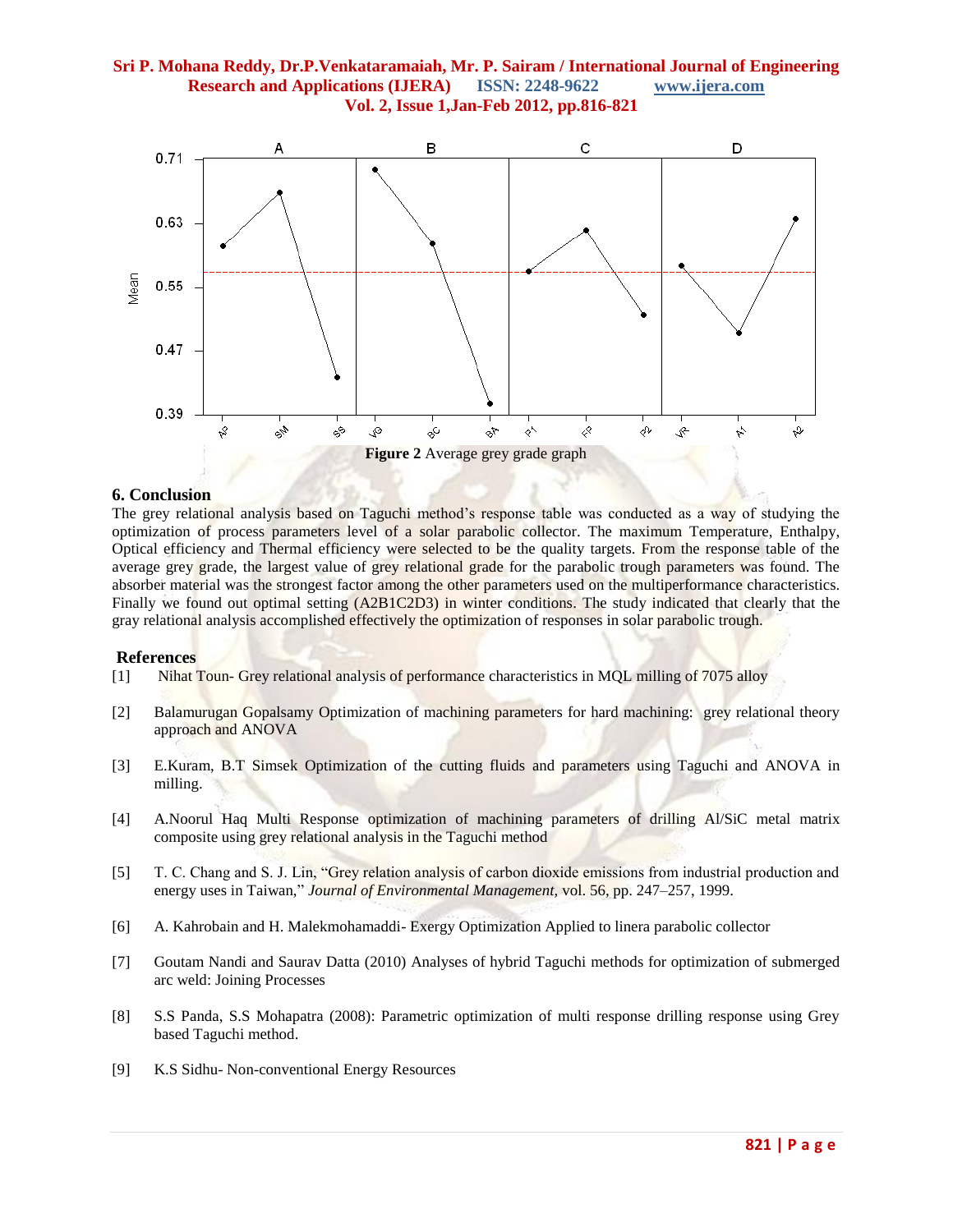A B C D

0.71

0.63

0.55

0.47

0.39

Mean

AP SM SS VG BC BA P1 FP P2 VR A1 A2

**Figure 2** Average grey grade graph

## 6. Conclusion

The grey relational analysis based on Taguchi method's response table was conducted as a way of studying the optimization of process parameters level of a solar parabolic collector. The maximum Temperature, Enthalpy, Optical efficiency and Thermal efficiency were selected to be the quality targets. From the response table of the average grey grade, the largest value of grey relational grade for the parabolic trough parameters was found. The absorber material was the strongest factor among the other parameters used on the multiperformance characteristics. Finally we found out optimal setting (A2B1C2D3) in winter conditions. The study indicated that clearly that the gray relational analysis accomplished effectively the optimization of responses in solar parabolic trough.

## References

[1] Nihat Toun- Grey relational analysis of performance characteristics in MQL milling of 7075 alloy

[2] Balamurugan Gopalsamy Optimization of machining parameters for hard machining: grey relational theory approach and ANOVA

[3] E.Kuram, B.T Simsek Optimization of the cutting fluids and parameters using Taguchi and ANOVA in milling.

[4] A.Noorul Haq Multi Response optimization of machining parameters of drilling Al/SiC metal matrix composite using grey relational analysis in the Taguchi method

[5] T. C. Chang and S. J. Lin, "Grey relation analysis of carbon dioxide emissions from industrial production and energy uses in Taiwan," *Journal of Environmental Management*, vol. 56, pp. 247–257, 1999.

[6] A. Kahrobain and H. Malekmohamaddi- Exergy Optimization Applied to linera parabolic collector

[7] Goutam Nandi and Saurav Datta (2010) Analyses of hybrid Taguchi methods for optimization of submerged arc weld: Joining Processes

[8] S.S Panda, S.S Mohapatra (2008): Parametric optimization of multi response drilling response using Grey based Taguchi method.

[9] K.S Sidhu- Non-conventional Energy Resources